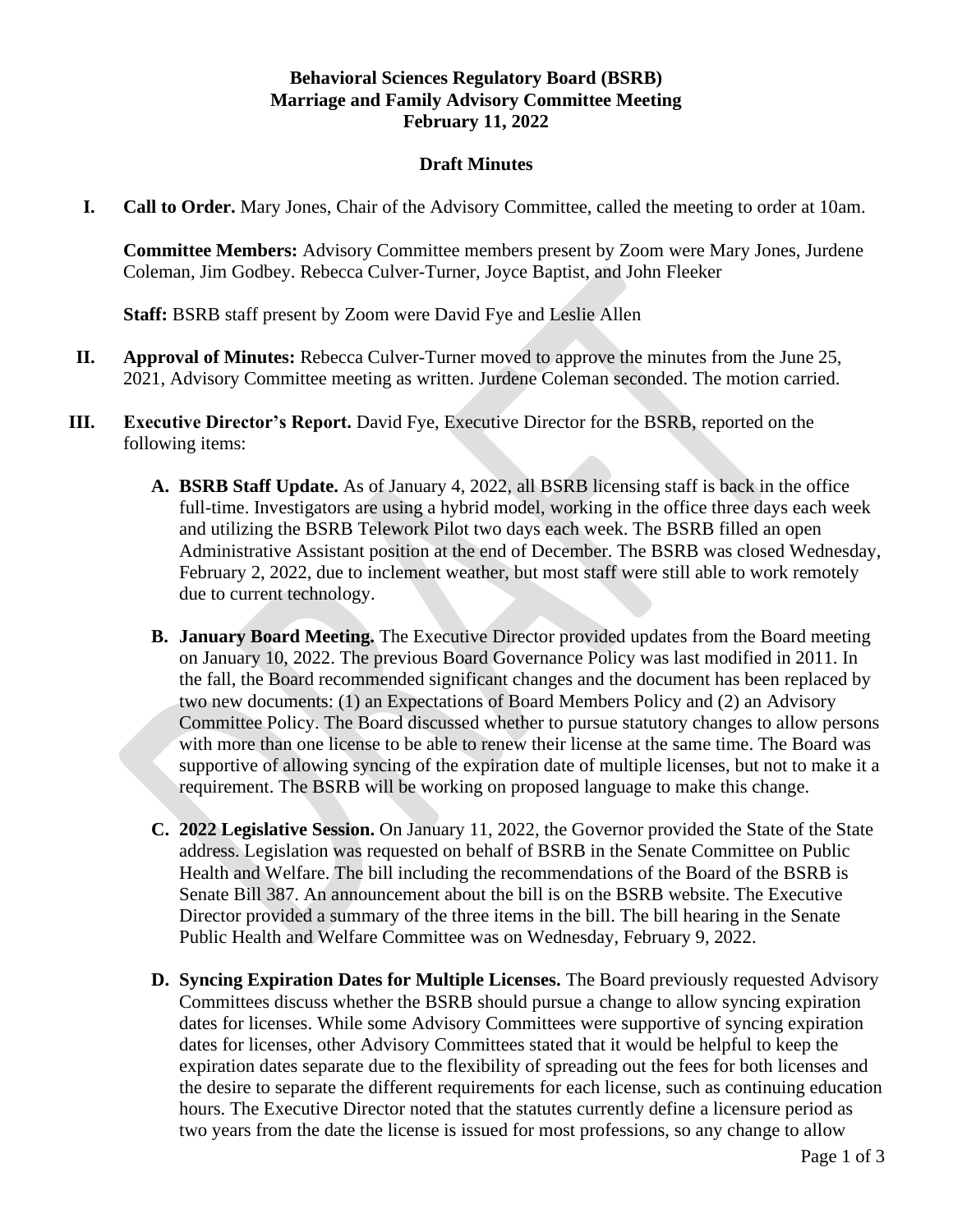**Behavioral Sciences Regulatory Board (BSRB)**
**Marriage and Family Advisory Committee Meeting**
**February 11, 2022**

**Draft Minutes**

I. **Call to Order.** Mary Jones, Chair of the Advisory Committee, called the meeting to order at 10am.

   **Committee Members:** Advisory Committee members present by Zoom were Mary Jones, Jurdene Coleman, Jim Godbey. Rebecca Culver-Turner, Joyce Baptist, and John Fleeker

   **Staff:** BSRB staff present by Zoom were David Fye and Leslie Allen

II. **Approval of Minutes:** Rebecca Culver-Turner moved to approve the minutes from the June 25, 2021, Advisory Committee meeting as written. Jurdene Coleman seconded. The motion carried.

III. **Executive Director's Report.** David Fye, Executive Director for the BSRB, reported on the following items:

   A. **BSRB Staff Update.** As of January 4, 2022, all BSRB licensing staff is back in the office full-time. Investigators are using a hybrid model, working in the office three days each week and utilizing the BSRB Telework Pilot two days each week. The BSRB filled an open Administrative Assistant position at the end of December. The BSRB was closed Wednesday, February 2, 2022, due to inclement weather, but most staff were still able to work remotely due to current technology.

   B. **January Board Meeting.** The Executive Director provided updates from the Board meeting on January 10, 2022. The previous Board Governance Policy was last modified in 2011. In the fall, the Board recommended significant changes and the document has been replaced by two new documents: (1) an Expectations of Board Members Policy and (2) an Advisory Committee Policy. The Board discussed whether to pursue statutory changes to allow persons with more than one license to be able to renew their license at the same time. The Board was supportive of allowing syncing of the expiration date of multiple licenses, but not to make it a requirement. The BSRB will be working on proposed language to make this change.

   C. **2022 Legislative Session.** On January 11, 2022, the Governor provided the State of the State address. Legislation was requested on behalf of BSRB in the Senate Committee on Public Health and Welfare. The bill including the recommendations of the Board of the BSRB is Senate Bill 387. An announcement about the bill is on the BSRB website. The Executive Director provided a summary of the three items in the bill. The bill hearing in the Senate Public Health and Welfare Committee was on Wednesday, February 9, 2022.

   D. **Syncing Expiration Dates for Multiple Licenses.** The Board previously requested Advisory Committees discuss whether the BSRB should pursue a change to allow syncing expiration dates for licenses. While some Advisory Committees were supportive of syncing expiration dates for licenses, other Advisory Committees stated that it would be helpful to keep the expiration dates separate due to the flexibility of spreading out the fees for both licenses and the desire to separate the different requirements for each license, such as continuing education hours. The Executive Director noted that the statutes currently define a licensure period as two years from the date the license is issued for most professions, so any change to allow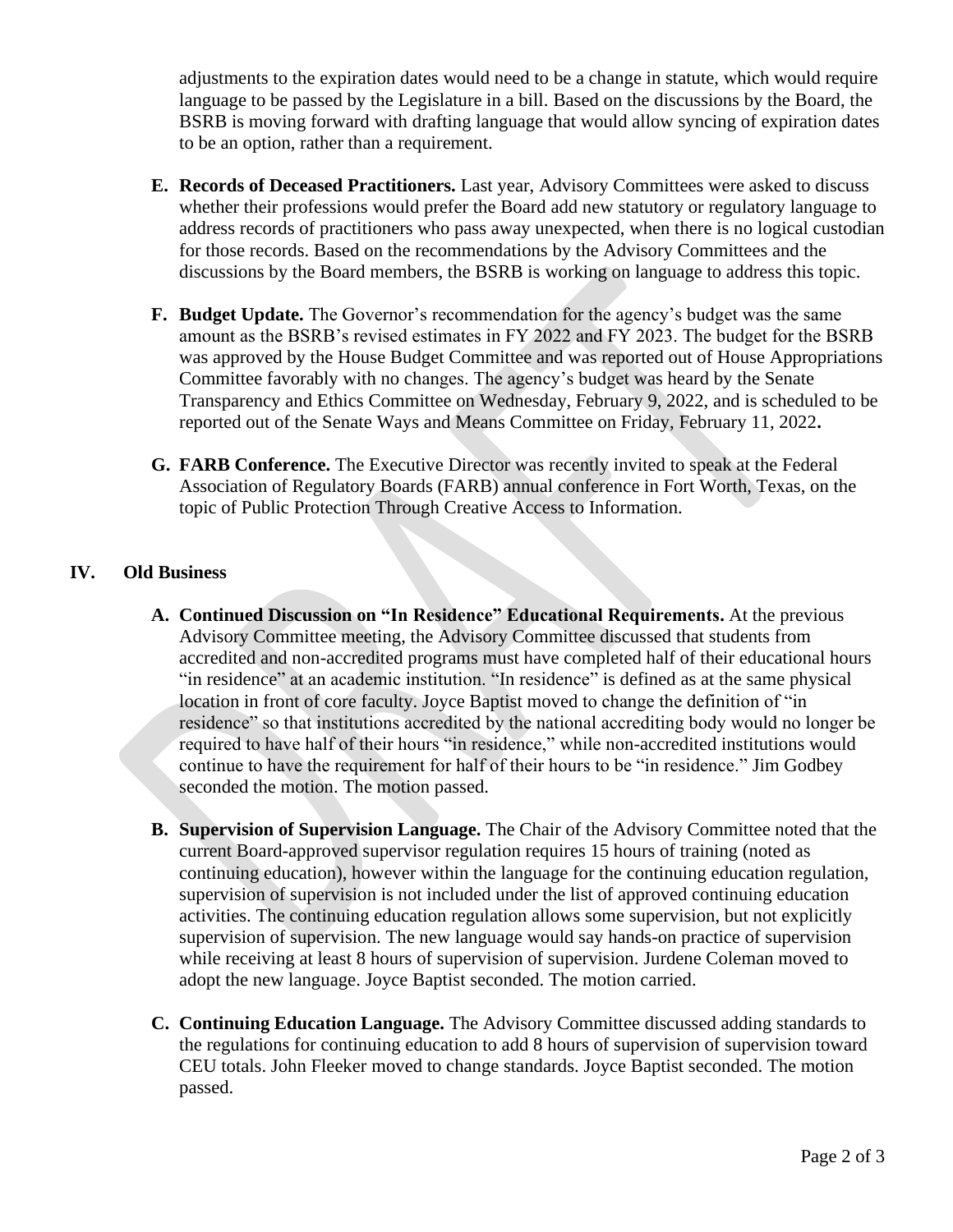adjustments to the expiration dates would need to be a change in statute, which would require language to be passed by the Legislature in a bill. Based on the discussions by the Board, the BSRB is moving forward with drafting language that would allow syncing of expiration dates to be an option, rather than a requirement.

**E. Records of Deceased Practitioners.** Last year, Advisory Committees were asked to discuss whether their professions would prefer the Board add new statutory or regulatory language to address records of practitioners who pass away unexpected, when there is no logical custodian for those records. Based on the recommendations by the Advisory Committees and the discussions by the Board members, the BSRB is working on language to address this topic.

**F. Budget Update.** The Governor's recommendation for the agency's budget was the same amount as the BSRB's revised estimates in FY 2022 and FY 2023. The budget for the BSRB was approved by the House Budget Committee and was reported out of House Appropriations Committee favorably with no changes. The agency's budget was heard by the Senate Transparency and Ethics Committee on Wednesday, February 9, 2022, and is scheduled to be reported out of the Senate Ways and Means Committee on Friday, February 11, 2022**.**

**G. FARB Conference.** The Executive Director was recently invited to speak at the Federal Association of Regulatory Boards (FARB) annual conference in Fort Worth, Texas, on the topic of Public Protection Through Creative Access to Information.

## IV. Old Business

**A. Continued Discussion on "In Residence" Educational Requirements.** At the previous Advisory Committee meeting, the Advisory Committee discussed that students from accredited and non-accredited programs must have completed half of their educational hours "in residence" at an academic institution. "In residence" is defined as at the same physical location in front of core faculty. Joyce Baptist moved to change the definition of "in residence" so that institutions accredited by the national accrediting body would no longer be required to have half of their hours "in residence," while non-accredited institutions would continue to have the requirement for half of their hours to be "in residence." Jim Godbey seconded the motion. The motion passed.

**B. Supervision of Supervision Language.** The Chair of the Advisory Committee noted that the current Board-approved supervisor regulation requires 15 hours of training (noted as continuing education), however within the language for the continuing education regulation, supervision of supervision is not included under the list of approved continuing education activities. The continuing education regulation allows some supervision, but not explicitly supervision of supervision. The new language would say hands-on practice of supervision while receiving at least 8 hours of supervision of supervision. Jurdene Coleman moved to adopt the new language. Joyce Baptist seconded. The motion carried.

**C. Continuing Education Language.** The Advisory Committee discussed adding standards to the regulations for continuing education to add 8 hours of supervision of supervision toward CEU totals. John Fleeker moved to change standards. Joyce Baptist seconded. The motion passed.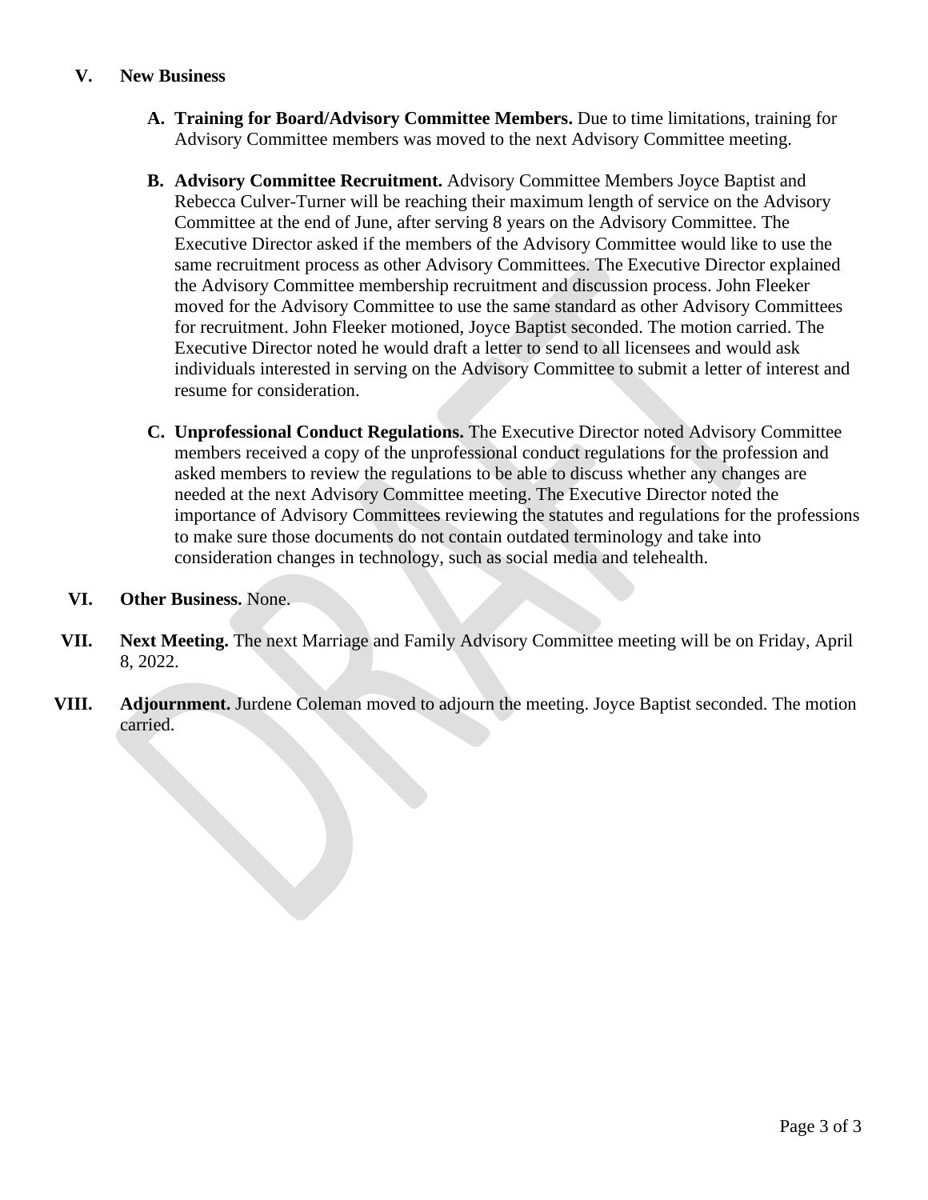## V. New Business

**A. Training for Board/Advisory Committee Members.** Due to time limitations, training for Advisory Committee members was moved to the next Advisory Committee meeting.

**B. Advisory Committee Recruitment.** Advisory Committee Members Joyce Baptist and Rebecca Culver-Turner will be reaching their maximum length of service on the Advisory Committee at the end of June, after serving 8 years on the Advisory Committee. The Executive Director asked if the members of the Advisory Committee would like to use the same recruitment process as other Advisory Committees. The Executive Director explained the Advisory Committee membership recruitment and discussion process. John Fleeker moved for the Advisory Committee to use the same standard as other Advisory Committees for recruitment. John Fleeker motioned, Joyce Baptist seconded. The motion carried. The Executive Director noted he would draft a letter to send to all licensees and would ask individuals interested in serving on the Advisory Committee to submit a letter of interest and resume for consideration.

**C. Unprofessional Conduct Regulations.** The Executive Director noted Advisory Committee members received a copy of the unprofessional conduct regulations for the profession and asked members to review the regulations to be able to discuss whether any changes are needed at the next Advisory Committee meeting. The Executive Director noted the importance of Advisory Committees reviewing the statutes and regulations for the professions to make sure those documents do not contain outdated terminology and take into consideration changes in technology, such as social media and telehealth.

## VI. Other Business. None.

## VII. Next Meeting. The next Marriage and Family Advisory Committee meeting will be on Friday, April 8, 2022.

## VIII. Adjournment. Jurdene Coleman moved to adjourn the meeting. Joyce Baptist seconded. The motion carried.